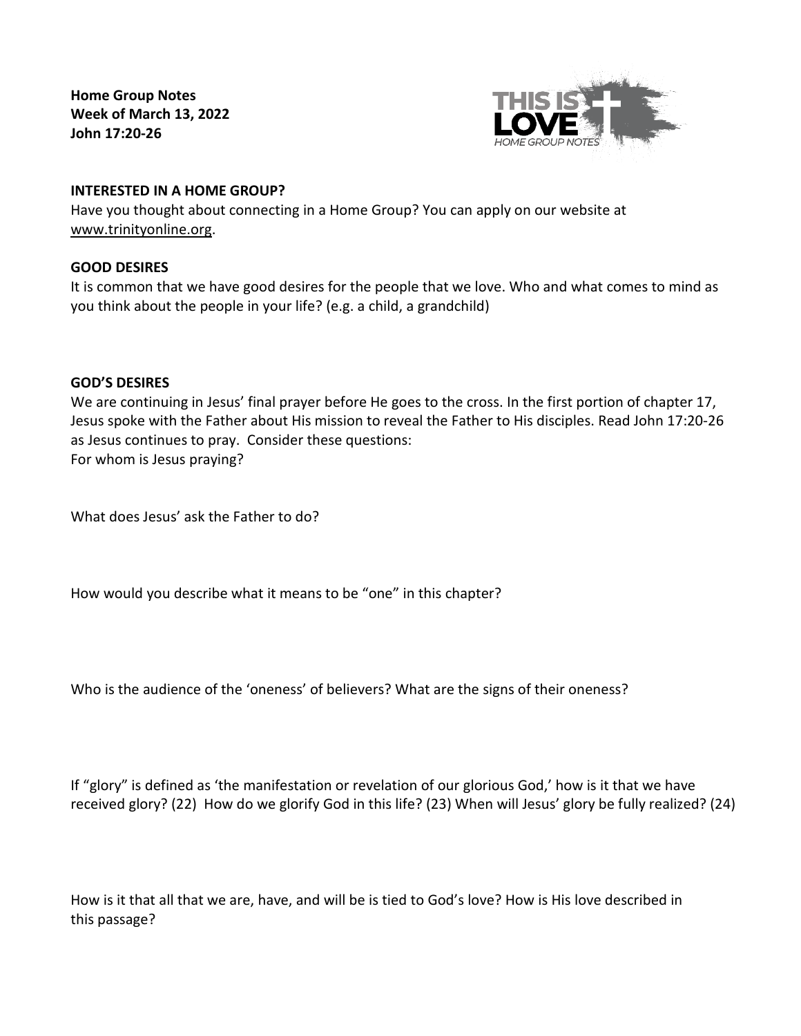**Home Group Notes**
**Week of March 13, 2022**
**John 17:20-26**

THIS IS LOVE
HOME GROUP NOTES

## INTERESTED IN A HOME GROUP?

Have you thought about connecting in a Home Group? You can apply on our website at www.trinityonline.org.

## GOOD DESIRES

It is common that we have good desires for the people that we love. Who and what comes to mind as you think about the people in your life? (e.g. a child, a grandchild)

## GOD'S DESIRES

We are continuing in Jesus' final prayer before He goes to the cross. In the first portion of chapter 17, Jesus spoke with the Father about His mission to reveal the Father to His disciples. Read John 17:20-26 as Jesus continues to pray. Consider these questions:

For whom is Jesus praying?

What does Jesus' ask the Father to do?

How would you describe what it means to be "one" in this chapter?

Who is the audience of the 'oneness' of believers? What are the signs of their oneness?

If "glory" is defined as 'the manifestation or revelation of our glorious God,' how is it that we have received glory? (22) How do we glorify God in this life? (23) When will Jesus' glory be fully realized? (24)

How is it that all that we are, have, and will be is tied to God's love? How is His love described in this passage?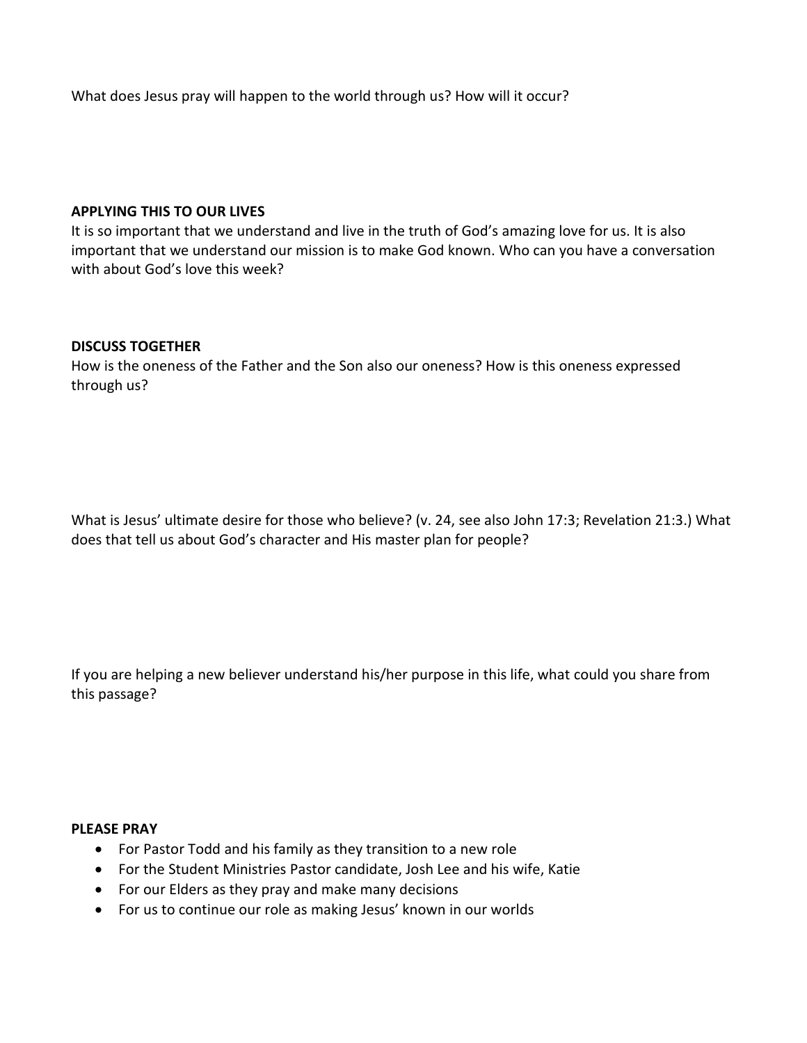What does Jesus pray will happen to the world through us? How will it occur?

**APPLYING THIS TO OUR LIVES**

It is so important that we understand and live in the truth of God's amazing love for us. It is also important that we understand our mission is to make God known. Who can you have a conversation with about God's love this week?

**DISCUSS TOGETHER**

How is the oneness of the Father and the Son also our oneness? How is this oneness expressed through us?

What is Jesus' ultimate desire for those who believe? (v. 24, see also John 17:3; Revelation 21:3.) What does that tell us about God's character and His master plan for people?

If you are helping a new believer understand his/her purpose in this life, what could you share from this passage?

**PLEASE PRAY**

- For Pastor Todd and his family as they transition to a new role
- For the Student Ministries Pastor candidate, Josh Lee and his wife, Katie
- For our Elders as they pray and make many decisions
- For us to continue our role as making Jesus' known in our worlds